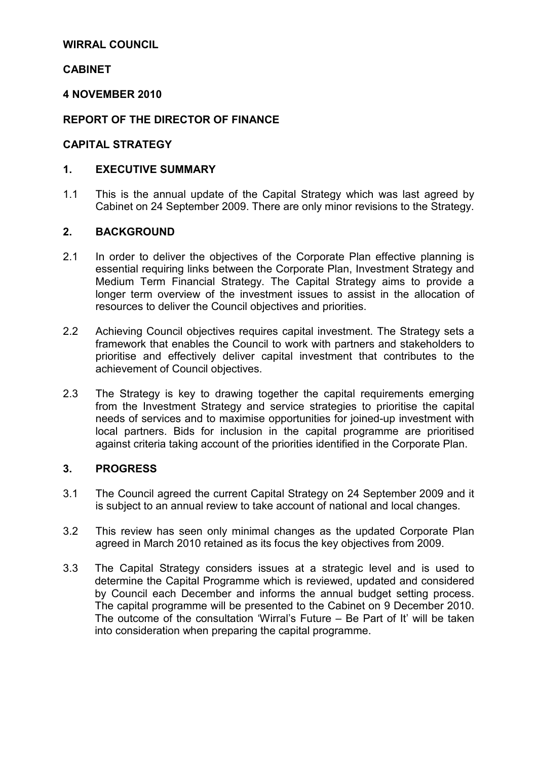**WIRRAL COUNCIL**

**CABINET**

**4 NOVEMBER 2010**

**REPORT OF THE DIRECTOR OF FINANCE**

**CAPITAL STRATEGY**

## 1. EXECUTIVE SUMMARY

1.1 This is the annual update of the Capital Strategy which was last agreed by Cabinet on 24 September 2009. There are only minor revisions to the Strategy.

## 2. BACKGROUND

2.1 In order to deliver the objectives of the Corporate Plan effective planning is essential requiring links between the Corporate Plan, Investment Strategy and Medium Term Financial Strategy. The Capital Strategy aims to provide a longer term overview of the investment issues to assist in the allocation of resources to deliver the Council objectives and priorities.

2.2 Achieving Council objectives requires capital investment. The Strategy sets a framework that enables the Council to work with partners and stakeholders to prioritise and effectively deliver capital investment that contributes to the achievement of Council objectives.

2.3 The Strategy is key to drawing together the capital requirements emerging from the Investment Strategy and service strategies to prioritise the capital needs of services and to maximise opportunities for joined-up investment with local partners. Bids for inclusion in the capital programme are prioritised against criteria taking account of the priorities identified in the Corporate Plan.

## 3. PROGRESS

3.1 The Council agreed the current Capital Strategy on 24 September 2009 and it is subject to an annual review to take account of national and local changes.

3.2 This review has seen only minimal changes as the updated Corporate Plan agreed in March 2010 retained as its focus the key objectives from 2009.

3.3 The Capital Strategy considers issues at a strategic level and is used to determine the Capital Programme which is reviewed, updated and considered by Council each December and informs the annual budget setting process. The capital programme will be presented to the Cabinet on 9 December 2010. The outcome of the consultation 'Wirral's Future – Be Part of It' will be taken into consideration when preparing the capital programme.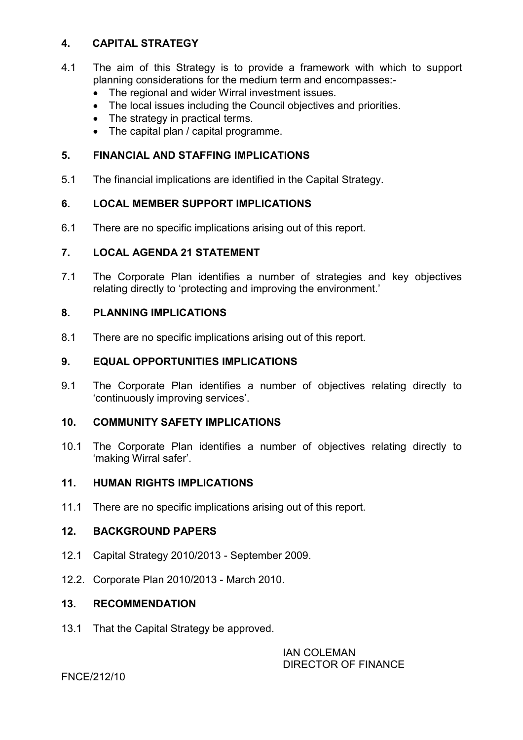## 4. CAPITAL STRATEGY

4.1 The aim of this Strategy is to provide a framework with which to support planning considerations for the medium term and encompasses:-

- The regional and wider Wirral investment issues.
- The local issues including the Council objectives and priorities.
- The strategy in practical terms.
- The capital plan / capital programme.

## 5. FINANCIAL AND STAFFING IMPLICATIONS

5.1 The financial implications are identified in the Capital Strategy.

## 6. LOCAL MEMBER SUPPORT IMPLICATIONS

6.1 There are no specific implications arising out of this report.

## 7. LOCAL AGENDA 21 STATEMENT

7.1 The Corporate Plan identifies a number of strategies and key objectives relating directly to 'protecting and improving the environment.'

## 8. PLANNING IMPLICATIONS

8.1 There are no specific implications arising out of this report.

## 9. EQUAL OPPORTUNITIES IMPLICATIONS

9.1 The Corporate Plan identifies a number of objectives relating directly to 'continuously improving services'.

## 10. COMMUNITY SAFETY IMPLICATIONS

10.1 The Corporate Plan identifies a number of objectives relating directly to 'making Wirral safer'.

## 11. HUMAN RIGHTS IMPLICATIONS

11.1 There are no specific implications arising out of this report.

## 12. BACKGROUND PAPERS

12.1 Capital Strategy 2010/2013 - September 2009.

12.2. Corporate Plan 2010/2013 - March 2010.

## 13. RECOMMENDATION

13.1 That the Capital Strategy be approved.

IAN COLEMAN
DIRECTOR OF FINANCE

FNCE/212/10